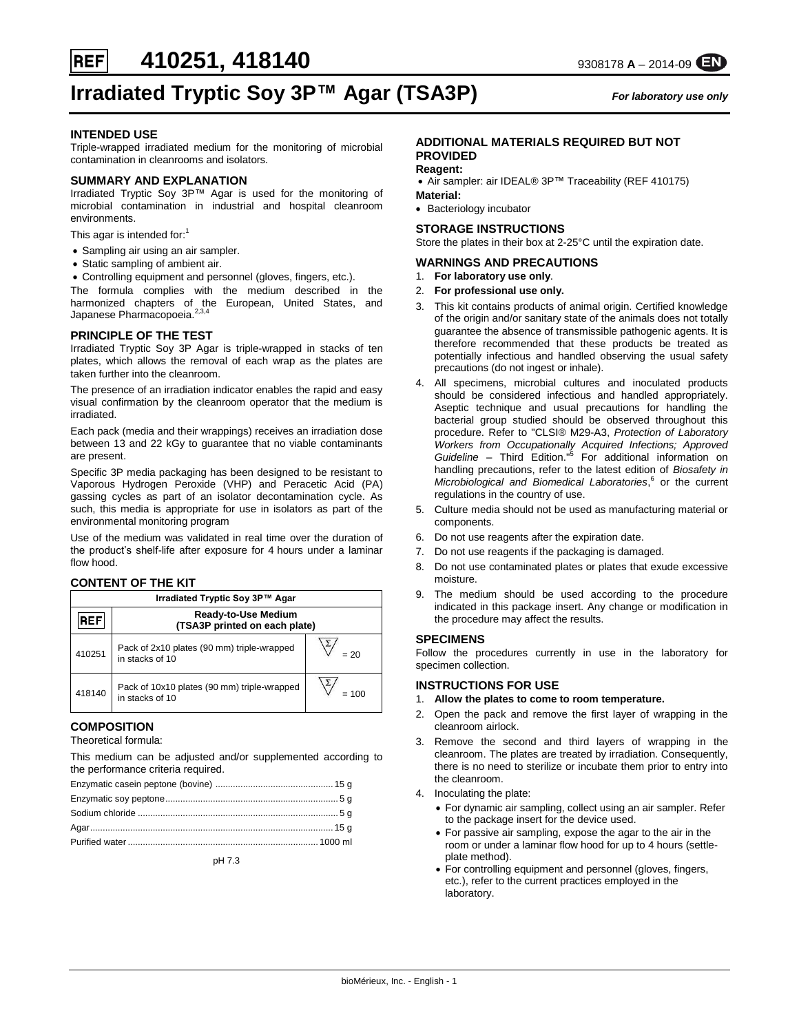# REF 410251, 418140

9308178 **A** – 2014-09 EN

# Irradiated Tryptic Soy 3P™ Agar (TSA3P)

***For laboratory use only***

## INTENDED USE

Triple-wrapped irradiated medium for the monitoring of microbial contamination in cleanrooms and isolators.

## SUMMARY AND EXPLANATION

Irradiated Tryptic Soy 3P™ Agar is used for the monitoring of microbial contamination in industrial and hospital cleanroom environments.

This agar is intended for:[1]

- Sampling air using an air sampler.
- Static sampling of ambient air.
- Controlling equipment and personnel (gloves, fingers, etc.).

The formula complies with the medium described in the harmonized chapters of the European, United States, and Japanese Pharmacopoeia.[2,3,4]

## PRINCIPLE OF THE TEST

Irradiated Tryptic Soy 3P Agar is triple-wrapped in stacks of ten plates, which allows the removal of each wrap as the plates are taken further into the cleanroom.

The presence of an irradiation indicator enables the rapid and easy visual confirmation by the cleanroom operator that the medium is irradiated.

Each pack (media and their wrappings) receives an irradiation dose between 13 and 22 kGy to guarantee that no viable contaminants are present.

Specific 3P media packaging has been designed to be resistant to Vaporous Hydrogen Peroxide (VHP) and Peracetic Acid (PA) gassing cycles as part of an isolator decontamination cycle. As such, this media is appropriate for use in isolators as part of the environmental monitoring program

Use of the medium was validated in real time over the duration of the product's shelf-life after exposure for 4 hours under a laminar flow hood.

## CONTENT OF THE KIT

| Irradiated Tryptic Soy 3P™ Agar | | |
|---|---|---|
| REF | **Ready-to-Use Medium (TSA3P printed on each plate)** | |
| 410251 | Pack of 2x10 plates (90 mm) triple-wrapped in stacks of 10 | Σ = 20 |
| 418140 | Pack of 10x10 plates (90 mm) triple-wrapped in stacks of 10 | Σ = 100 |

## COMPOSITION

Theoretical formula:

This medium can be adjusted and/or supplemented according to the performance criteria required.

| | |
|---|---|
| Enzymatic casein peptone (bovine) | 15 g |
| Enzymatic soy peptone | 5 g |
| Sodium chloride | 5 g |
| Agar | 15 g |
| Purified water | 1000 ml |

pH 7.3

## ADDITIONAL MATERIALS REQUIRED BUT NOT PROVIDED

**Reagent:**

- Air sampler: air IDEAL® 3P™ Traceability (REF 410175)

**Material:**

- Bacteriology incubator

## STORAGE INSTRUCTIONS

Store the plates in their box at 2-25°C until the expiration date.

## WARNINGS AND PRECAUTIONS

1. **For laboratory use only**.
2. **For professional use only.**
3. This kit contains products of animal origin. Certified knowledge of the origin and/or sanitary state of the animals does not totally guarantee the absence of transmissible pathogenic agents. It is therefore recommended that these products be treated as potentially infectious and handled observing the usual safety precautions (do not ingest or inhale).
4. All specimens, microbial cultures and inoculated products should be considered infectious and handled appropriately. Aseptic technique and usual precautions for handling the bacterial group studied should be observed throughout this procedure. Refer to "CLSI® M29-A3, *Protection of Laboratory Workers from Occupationally Acquired Infections; Approved Guideline* – Third Edition."[5] For additional information on handling precautions, refer to the latest edition of *Biosafety in Microbiological and Biomedical Laboratories*,[6] or the current regulations in the country of use.
5. Culture media should not be used as manufacturing material or components.
6. Do not use reagents after the expiration date.
7. Do not use reagents if the packaging is damaged.
8. Do not use contaminated plates or plates that exude excessive moisture.
9. The medium should be used according to the procedure indicated in this package insert. Any change or modification in the procedure may affect the results.

## SPECIMENS

Follow the procedures currently in use in the laboratory for specimen collection.

## INSTRUCTIONS FOR USE

1. **Allow the plates to come to room temperature.**
2. Open the pack and remove the first layer of wrapping in the cleanroom airlock.
3. Remove the second and third layers of wrapping in the cleanroom. The plates are treated by irradiation. Consequently, there is no need to sterilize or incubate them prior to entry into the cleanroom.
4. Inoculating the plate:
   - For dynamic air sampling, collect using an air sampler. Refer to the package insert for the device used.
   - For passive air sampling, expose the agar to the air in the room or under a laminar flow hood for up to 4 hours (settle-plate method).
   - For controlling equipment and personnel (gloves, fingers, etc.), refer to the current practices employed in the laboratory.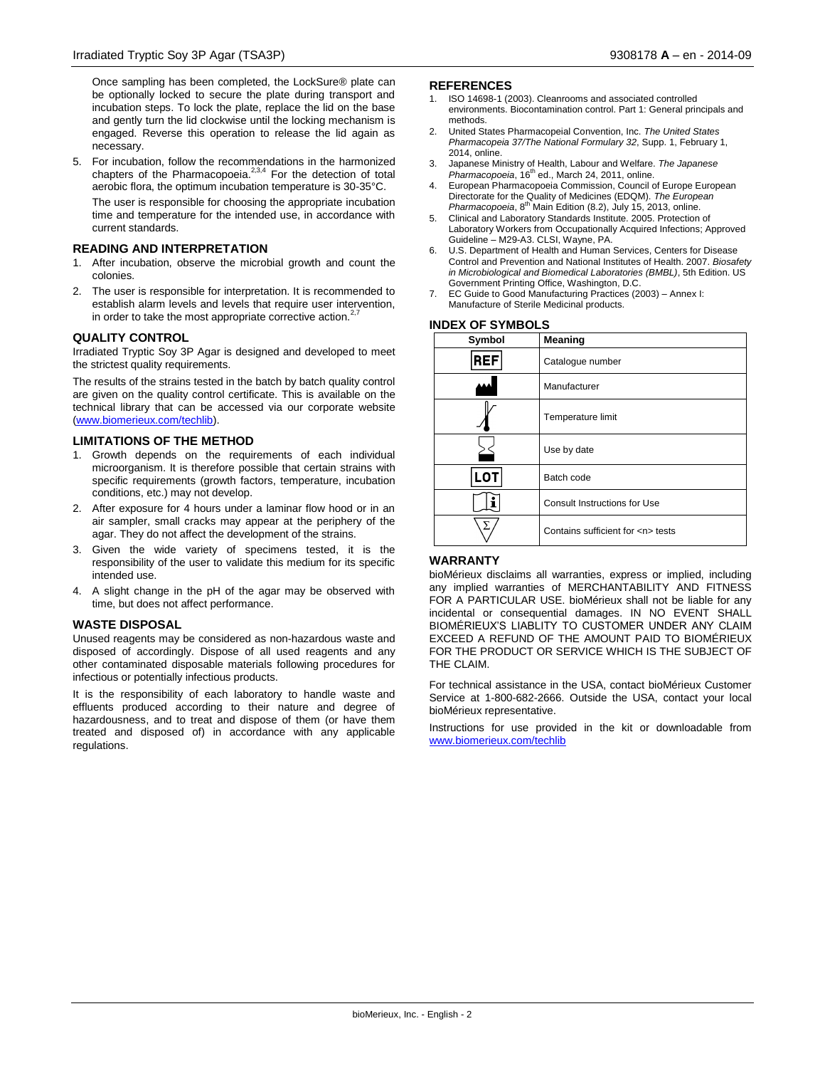Once sampling has been completed, the LockSure® plate can be optionally locked to secure the plate during transport and incubation steps. To lock the plate, replace the lid on the base and gently turn the lid clockwise until the locking mechanism is engaged. Reverse this operation to release the lid again as necessary.

5. For incubation, follow the recommendations in the harmonized chapters of the Pharmacopoeia.[2,3,4] For the detection of total aerobic flora, the optimum incubation temperature is 30-35°C.

   The user is responsible for choosing the appropriate incubation time and temperature for the intended use, in accordance with current standards.

## READING AND INTERPRETATION

1. After incubation, observe the microbial growth and count the colonies.
2. The user is responsible for interpretation. It is recommended to establish alarm levels and levels that require user intervention, in order to take the most appropriate corrective action.[2,7]

## QUALITY CONTROL

Irradiated Tryptic Soy 3P Agar is designed and developed to meet the strictest quality requirements.

The results of the strains tested in the batch by batch quality control are given on the quality control certificate. This is available on the technical library that can be accessed via our corporate website (www.biomerieux.com/techlib).

## LIMITATIONS OF THE METHOD

1. Growth depends on the requirements of each individual microorganism. It is therefore possible that certain strains with specific requirements (growth factors, temperature, incubation conditions, etc.) may not develop.
2. After exposure for 4 hours under a laminar flow hood or in an air sampler, small cracks may appear at the periphery of the agar. They do not affect the development of the strains.
3. Given the wide variety of specimens tested, it is the responsibility of the user to validate this medium for its specific intended use.
4. A slight change in the pH of the agar may be observed with time, but does not affect performance.

## WASTE DISPOSAL

Unused reagents may be considered as non-hazardous waste and disposed of accordingly. Dispose of all used reagents and any other contaminated disposable materials following procedures for infectious or potentially infectious products.

It is the responsibility of each laboratory to handle waste and effluents produced according to their nature and degree of hazardousness, and to treat and dispose of them (or have them treated and disposed of) in accordance with any applicable regulations.

## REFERENCES

1. ISO 14698-1 (2003). Cleanrooms and associated controlled environments. Biocontamination control. Part 1: General principals and methods.
2. United States Pharmacopeial Convention, Inc. *The United States Pharmacopeia 37/The National Formulary 32*, Supp. 1, February 1, 2014, online.
3. Japanese Ministry of Health, Labour and Welfare. *The Japanese Pharmacopoeia*, 16th ed., March 24, 2011, online.
4. European Pharmacopoeia Commission, Council of Europe European Directorate for the Quality of Medicines (EDQM). *The European Pharmacopoeia*, 8th Main Edition (8.2), July 15, 2013, online.
5. Clinical and Laboratory Standards Institute. 2005. Protection of Laboratory Workers from Occupationally Acquired Infections; Approved Guideline – M29-A3. CLSI, Wayne, PA.
6. U.S. Department of Health and Human Services, Centers for Disease Control and Prevention and National Institutes of Health. 2007. *Biosafety in Microbiological and Biomedical Laboratories (BMBL)*, 5th Edition. US Government Printing Office, Washington, D.C.
7. EC Guide to Good Manufacturing Practices (2003) – Annex I: Manufacture of Sterile Medicinal products.

## INDEX OF SYMBOLS

| Symbol | Meaning |
| --- | --- |
| REF | Catalogue number |
| | Manufacturer |
| | Temperature limit |
| | Use by date |
| LOT | Batch code |
| i | Consult Instructions for Use |
| Σ | Contains sufficient for <n> tests |

## WARRANTY

bioMérieux disclaims all warranties, express or implied, including any implied warranties of MERCHANTABILITY AND FITNESS FOR A PARTICULAR USE. bioMérieux shall not be liable for any incidental or consequential damages. IN NO EVENT SHALL BIOMÉRIEUX'S LIABLITY TO CUSTOMER UNDER ANY CLAIM EXCEED A REFUND OF THE AMOUNT PAID TO BIOMÉRIEUX FOR THE PRODUCT OR SERVICE WHICH IS THE SUBJECT OF THE CLAIM.

For technical assistance in the USA, contact bioMérieux Customer Service at 1-800-682-2666. Outside the USA, contact your local bioMérieux representative.

Instructions for use provided in the kit or downloadable from www.biomerieux.com/techlib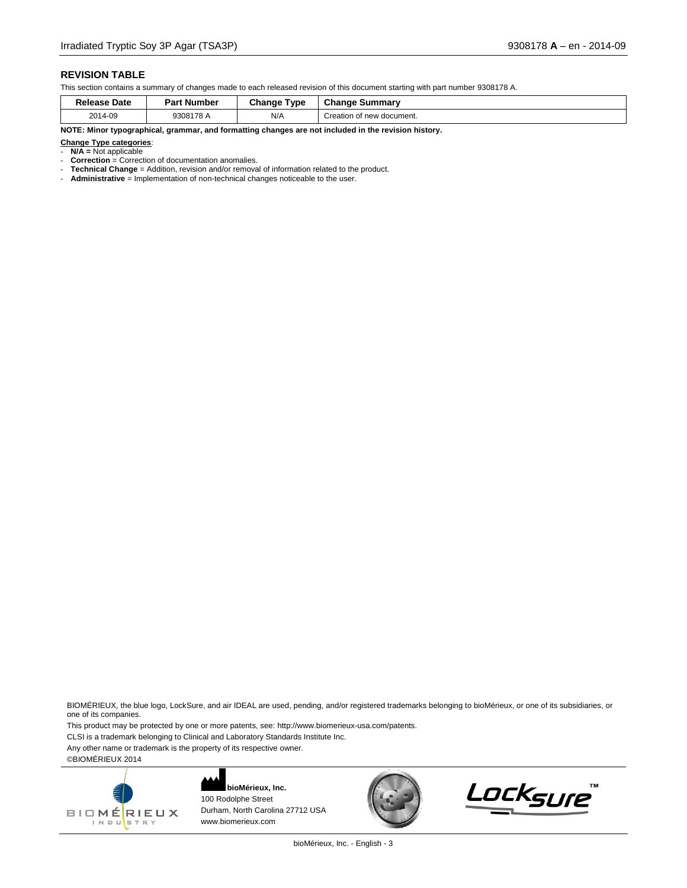## REVISION TABLE

This section contains a summary of changes made to each released revision of this document starting with part number 9308178 A.

| Release Date | Part Number | Change Type | Change Summary |
|---|---|---|---|
| 2014-09 | 9308178 A | N/A | Creation of new document. |

**NOTE: Minor typographical, grammar, and formatting changes are not included in the revision history.**

**Change Type categories**:

- **N/A =** Not applicable
- **Correction** = Correction of documentation anomalies.
- **Technical Change** = Addition, revision and/or removal of information related to the product.
- **Administrative** = Implementation of non-technical changes noticeable to the user.

BIOMÉRIEUX, the blue logo, LockSure, and air IDEAL are used, pending, and/or registered trademarks belonging to bioMérieux, or one of its subsidiaries, or one of its companies.

This product may be protected by one or more patents, see: http://www.biomerieux-usa.com/patents.

CLSI is a trademark belonging to Clinical and Laboratory Standards Institute Inc.

Any other name or trademark is the property of its respective owner.

©BIOMÉRIEUX 2014

BIOMÉRIEUX INDUSTRY

**bioMérieux, Inc.**
100 Rodolphe Street
Durham, North Carolina 27712 USA
www.biomerieux.com

Locksure™